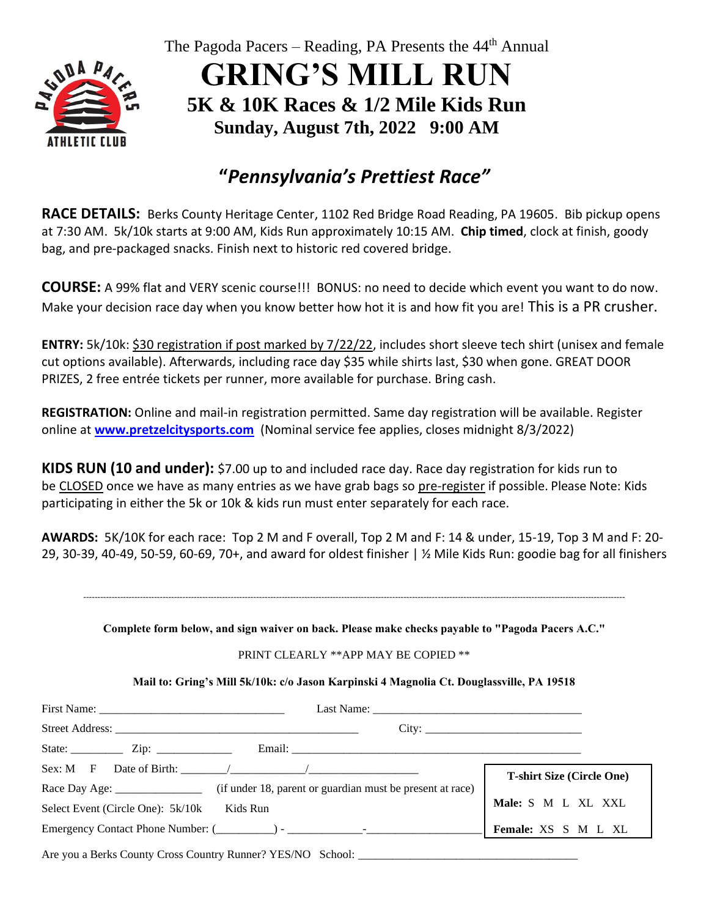The Pagoda Pacers – Reading, PA Presents the 44th Annual

# GRING'S MILL RUN

## 5K & 10K Races & 1/2 Mile Kids Run

### Sunday, August 7th, 2022 9:00 AM

## *"Pennsylvania's Prettiest Race"*

**RACE DETAILS:** Berks County Heritage Center, 1102 Red Bridge Road Reading, PA 19605. Bib pickup opens at 7:30 AM. 5k/10k starts at 9:00 AM, Kids Run approximately 10:15 AM. **Chip timed**, clock at finish, goody bag, and pre-packaged snacks. Finish next to historic red covered bridge.

**COURSE:** A 99% flat and VERY scenic course!!! BONUS: no need to decide which event you want to do now. Make your decision race day when you know better how hot it is and how fit you are! This is a PR crusher.

**ENTRY:** 5k/10k: $30 registration if post marked by 7/22/22, includes short sleeve tech shirt (unisex and female cut options available). Afterwards, including race day $35 while shirts last, $30 when gone. GREAT DOOR PRIZES, 2 free entrée tickets per runner, more available for purchase. Bring cash.

**REGISTRATION:** Online and mail-in registration permitted. Same day registration will be available. Register online at **www.pretzelcitysports.com** (Nominal service fee applies, closes midnight 8/3/2022)

**KIDS RUN (10 and under):** $7.00 up to and included race day. Race day registration for kids run to be CLOSED once we have as many entries as we have grab bags so pre-register if possible. Please Note: Kids participating in either the 5k or 10k & kids run must enter separately for each race.

**AWARDS:** 5K/10K for each race: Top 2 M and F overall, Top 2 M and F: 14 & under, 15-19, Top 3 M and F: 20-29, 30-39, 40-49, 50-59, 60-69, 70+, and award for oldest finisher | ½ Mile Kids Run: goodie bag for all finishers

---

**Complete form below, and sign waiver on back. Please make checks payable to "Pagoda Pacers A.C."**

PRINT CLEARLY **APP MAY BE COPIED **

**Mail to: Gring's Mill 5k/10k: c/o Jason Karpinski 4 Magnolia Ct. Douglassville, PA 19518**

First Name: ______________________________ Last Name: ___________________________________

Street Address: ________________________________________ City: __________________________

State: _________ Zip: _____________ Email: ____________________________________________________

Sex: M F Date of Birth: ________/____________/__________________

Race Day Age: _______________ (if under 18, parent or guardian must be present at race)

Select Event (Circle One): 5k/10k Kids Run

Emergency Contact Phone Number: (_________) - ____________-___________________

| T-shirt Size (Circle One) |
|---|
| **Male:** S M L XL XXL |
| **Female:** XS S M L XL |

Are you a Berks County Cross Country Runner? YES/NO School: _____________________________________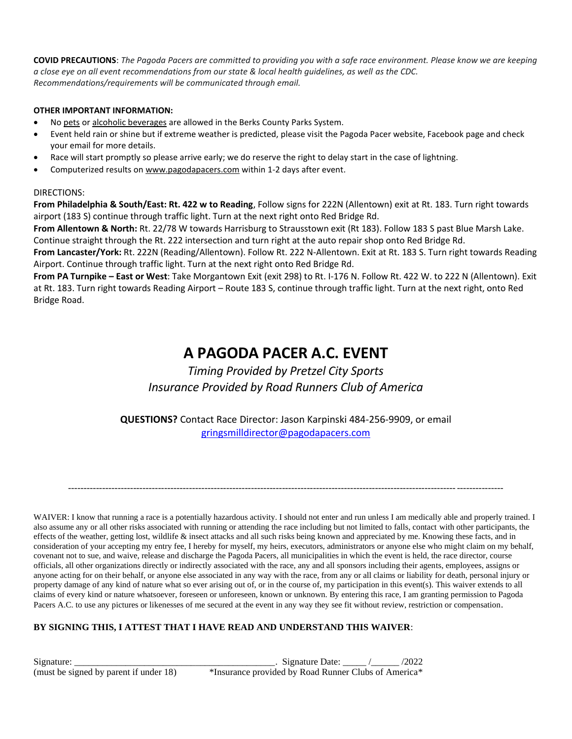**COVID PRECAUTIONS**: *The Pagoda Pacers are committed to providing you with a safe race environment. Please know we are keeping a close eye on all event recommendations from our state & local health guidelines, as well as the CDC. Recommendations/requirements will be communicated through email.*

**OTHER IMPORTANT INFORMATION:**

- No pets or alcoholic beverages are allowed in the Berks County Parks System.
- Event held rain or shine but if extreme weather is predicted, please visit the Pagoda Pacer website, Facebook page and check your email for more details.
- Race will start promptly so please arrive early; we do reserve the right to delay start in the case of lightning.
- Computerized results on www.pagodapacers.com within 1-2 days after event.

DIRECTIONS:

**From Philadelphia & South/East: Rt. 422 w to Reading**, Follow signs for 222N (Allentown) exit at Rt. 183. Turn right towards airport (183 S) continue through traffic light. Turn at the next right onto Red Bridge Rd.

**From Allentown & North:** Rt. 22/78 W towards Harrisburg to Strausstown exit (Rt 183). Follow 183 S past Blue Marsh Lake. Continue straight through the Rt. 222 intersection and turn right at the auto repair shop onto Red Bridge Rd.

**From Lancaster/York:** Rt. 222N (Reading/Allentown). Follow Rt. 222 N-Allentown. Exit at Rt. 183 S. Turn right towards Reading Airport. Continue through traffic light. Turn at the next right onto Red Bridge Rd.

**From PA Turnpike – East or West**: Take Morgantown Exit (exit 298) to Rt. I-176 N. Follow Rt. 422 W. to 222 N (Allentown). Exit at Rt. 183. Turn right towards Reading Airport – Route 183 S, continue through traffic light. Turn at the next right, onto Red Bridge Road.

# A PAGODA PACER A.C. EVENT

*Timing Provided by Pretzel City Sports*
*Insurance Provided by Road Runners Club of America*

**QUESTIONS?** Contact Race Director: Jason Karpinski 484-256-9909, or email gringsmilldirector@pagodapacers.com

---

WAIVER: I know that running a race is a potentially hazardous activity. I should not enter and run unless I am medically able and properly trained. I also assume any or all other risks associated with running or attending the race including but not limited to falls, contact with other participants, the effects of the weather, getting lost, wildlife & insect attacks and all such risks being known and appreciated by me. Knowing these facts, and in consideration of your accepting my entry fee, I hereby for myself, my heirs, executors, administrators or anyone else who might claim on my behalf, covenant not to sue, and waive, release and discharge the Pagoda Pacers, all municipalities in which the event is held, the race director, course officials, all other organizations directly or indirectly associated with the race, any and all sponsors including their agents, employees, assigns or anyone acting for on their behalf, or anyone else associated in any way with the race, from any or all claims or liability for death, personal injury or property damage of any kind of nature what so ever arising out of, or in the course of, my participation in this event(s). This waiver extends to all claims of every kind or nature whatsoever, foreseen or unforeseen, known or unknown. By entering this race, I am granting permission to Pagoda Pacers A.C. to use any pictures or likenesses of me secured at the event in any way they see fit without review, restriction or compensation.

**BY SIGNING THIS, I ATTEST THAT I HAVE READ AND UNDERSTAND THIS WAIVER**:

Signature: ___________________________________________. Signature Date: _____ /______ /2022
(must be signed by parent if under 18) *Insurance provided by Road Runner Clubs of America*